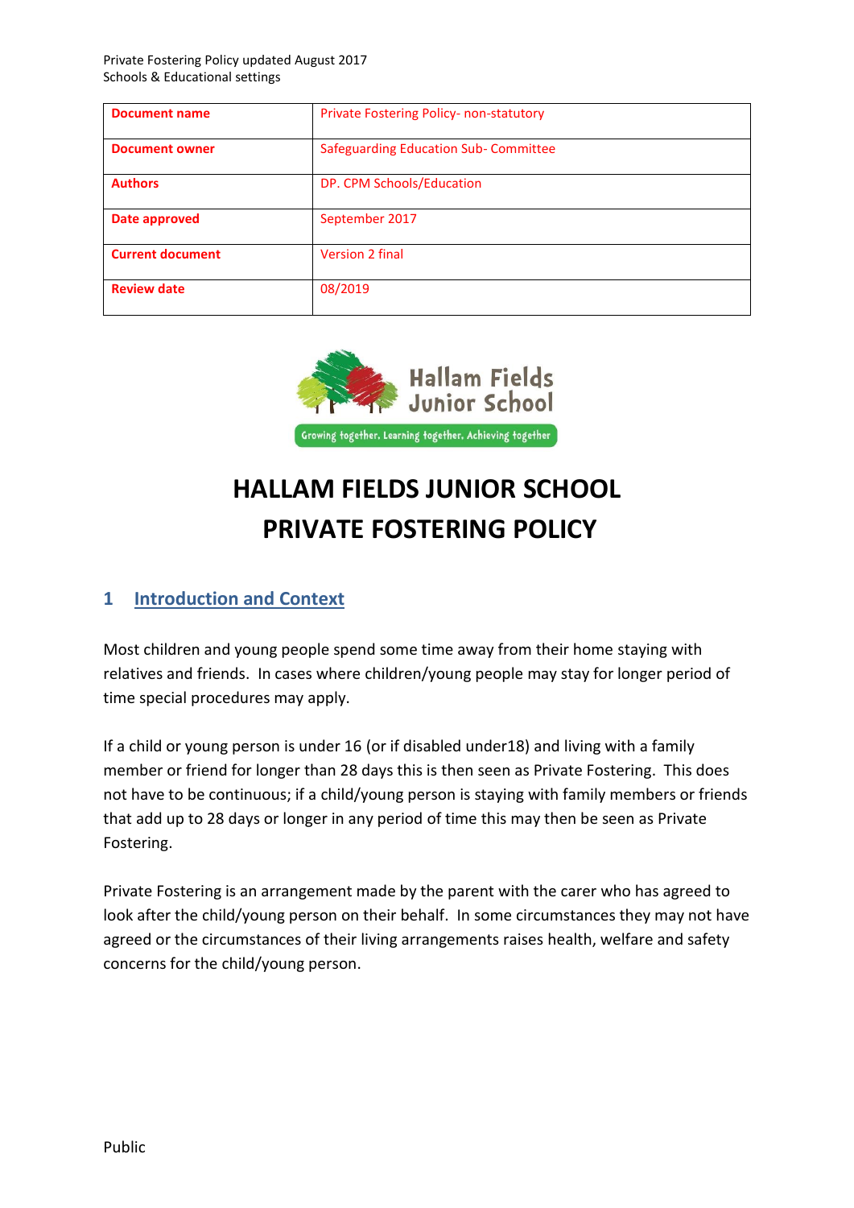| Document name | Private Fostering Policy- non-statutory |
| --- | --- |
| Document owner | Safeguarding Education Sub- Committee |
| Authors | DP. CPM Schools/Education |
| Date approved | September 2017 |
| Current document | Version 2 final |
| Review date | 08/2019 |

Hallam Fields Junior School

Growing together, Learning together, Achieving together

# HALLAM FIELDS JUNIOR SCHOOL PRIVATE FOSTERING POLICY

## 1 Introduction and Context

Most children and young people spend some time away from their home staying with relatives and friends. In cases where children/young people may stay for longer period of time special procedures may apply.

If a child or young person is under 16 (or if disabled under18) and living with a family member or friend for longer than 28 days this is then seen as Private Fostering. This does not have to be continuous; if a child/young person is staying with family members or friends that add up to 28 days or longer in any period of time this may then be seen as Private Fostering.

Private Fostering is an arrangement made by the parent with the carer who has agreed to look after the child/young person on their behalf. In some circumstances they may not have agreed or the circumstances of their living arrangements raises health, welfare and safety concerns for the child/young person.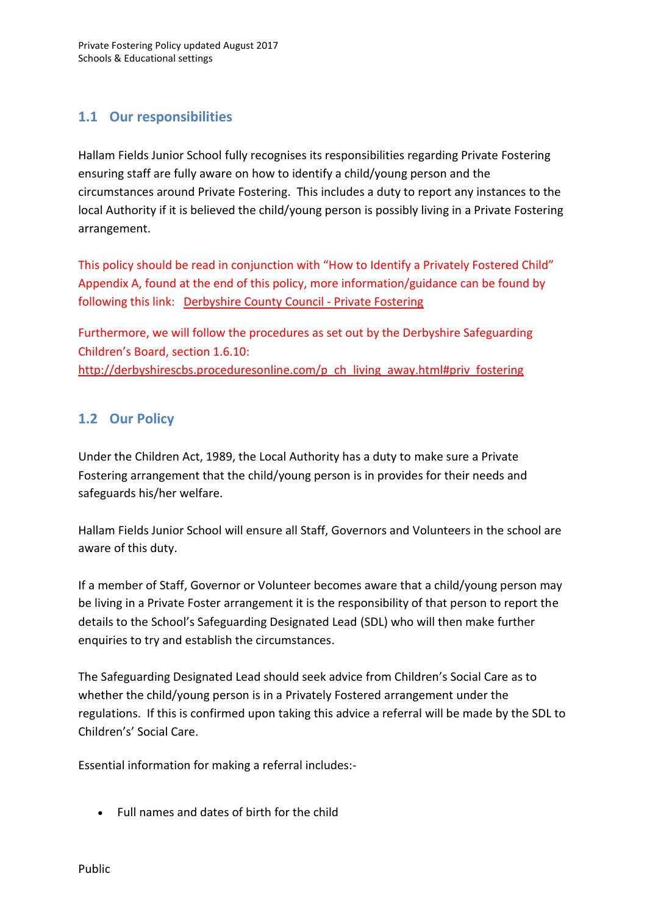## 1.1 Our responsibilities

Hallam Fields Junior School fully recognises its responsibilities regarding Private Fostering ensuring staff are fully aware on how to identify a child/young person and the circumstances around Private Fostering. This includes a duty to report any instances to the local Authority if it is believed the child/young person is possibly living in a Private Fostering arrangement.

This policy should be read in conjunction with "How to Identify a Privately Fostered Child" Appendix A, found at the end of this policy, more information/guidance can be found by following this link: [Derbyshire County Council - Private Fostering]()

Furthermore, we will follow the procedures as set out by the Derbyshire Safeguarding Children's Board, section 1.6.10: http://derbyshirescbs.proceduresonline.com/p_ch_living_away.html#priv_fostering

## 1.2 Our Policy

Under the Children Act, 1989, the Local Authority has a duty to make sure a Private Fostering arrangement that the child/young person is in provides for their needs and safeguards his/her welfare.

Hallam Fields Junior School will ensure all Staff, Governors and Volunteers in the school are aware of this duty.

If a member of Staff, Governor or Volunteer becomes aware that a child/young person may be living in a Private Foster arrangement it is the responsibility of that person to report the details to the School's Safeguarding Designated Lead (SDL) who will then make further enquiries to try and establish the circumstances.

The Safeguarding Designated Lead should seek advice from Children's Social Care as to whether the child/young person is in a Privately Fostered arrangement under the regulations. If this is confirmed upon taking this advice a referral will be made by the SDL to Children's' Social Care.

Essential information for making a referral includes:-

- Full names and dates of birth for the child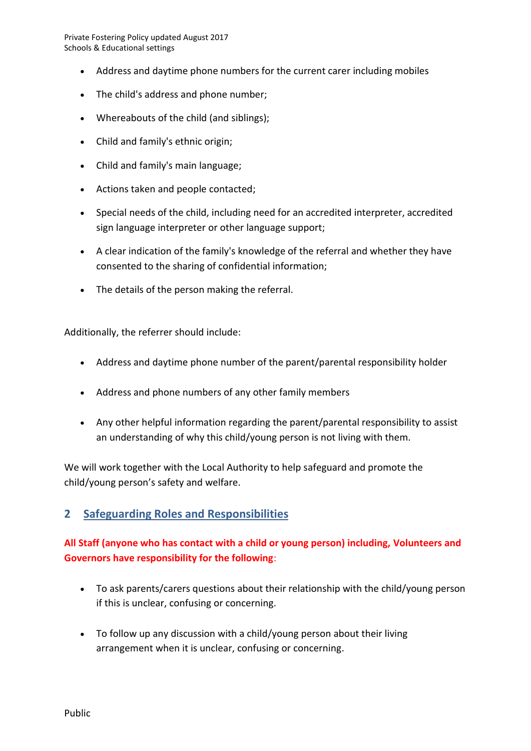- Address and daytime phone numbers for the current carer including mobiles
- The child's address and phone number;
- Whereabouts of the child (and siblings);
- Child and family's ethnic origin;
- Child and family's main language;
- Actions taken and people contacted;
- Special needs of the child, including need for an accredited interpreter, accredited sign language interpreter or other language support;
- A clear indication of the family's knowledge of the referral and whether they have consented to the sharing of confidential information;
- The details of the person making the referral.

Additionally, the referrer should include:

- Address and daytime phone number of the parent/parental responsibility holder
- Address and phone numbers of any other family members
- Any other helpful information regarding the parent/parental responsibility to assist an understanding of why this child/young person is not living with them.

We will work together with the Local Authority to help safeguard and promote the child/young person's safety and welfare.

## 2 Safeguarding Roles and Responsibilities

**All Staff (anyone who has contact with a child or young person) including, Volunteers and Governors have responsibility for the following**:

- To ask parents/carers questions about their relationship with the child/young person if this is unclear, confusing or concerning.
- To follow up any discussion with a child/young person about their living arrangement when it is unclear, confusing or concerning.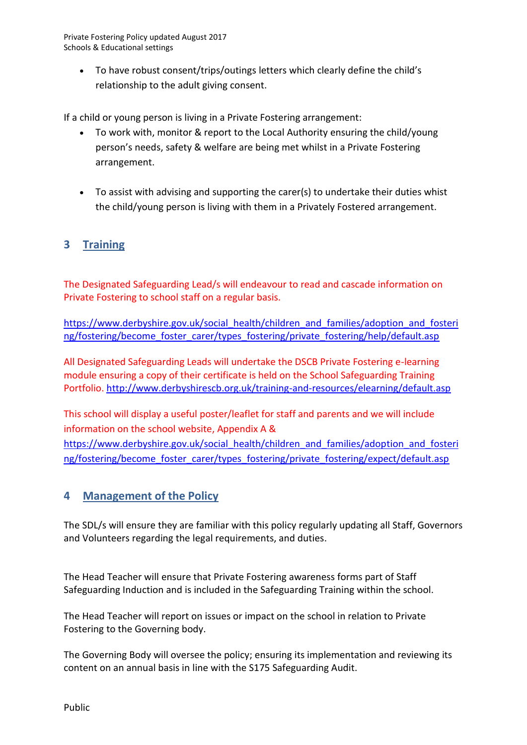- To have robust consent/trips/outings letters which clearly define the child's relationship to the adult giving consent.

If a child or young person is living in a Private Fostering arrangement:

- To work with, monitor & report to the Local Authority ensuring the child/young person's needs, safety & welfare are being met whilst in a Private Fostering arrangement.

- To assist with advising and supporting the carer(s) to undertake their duties whist the child/young person is living with them in a Privately Fostered arrangement.

## 3 Training

The Designated Safeguarding Lead/s will endeavour to read and cascade information on Private Fostering to school staff on a regular basis.

https://www.derbyshire.gov.uk/social_health/children_and_families/adoption_and_fostering/fostering/become_foster_carer/types_fostering/private_fostering/help/default.asp

All Designated Safeguarding Leads will undertake the DSCB Private Fostering e-learning module ensuring a copy of their certificate is held on the School Safeguarding Training Portfolio. http://www.derbyshirescb.org.uk/training-and-resources/elearning/default.asp

This school will display a useful poster/leaflet for staff and parents and we will include information on the school website, Appendix A & https://www.derbyshire.gov.uk/social_health/children_and_families/adoption_and_fostering/fostering/become_foster_carer/types_fostering/private_fostering/expect/default.asp

## 4 Management of the Policy

The SDL/s will ensure they are familiar with this policy regularly updating all Staff, Governors and Volunteers regarding the legal requirements, and duties.

The Head Teacher will ensure that Private Fostering awareness forms part of Staff Safeguarding Induction and is included in the Safeguarding Training within the school.

The Head Teacher will report on issues or impact on the school in relation to Private Fostering to the Governing body.

The Governing Body will oversee the policy; ensuring its implementation and reviewing its content on an annual basis in line with the S175 Safeguarding Audit.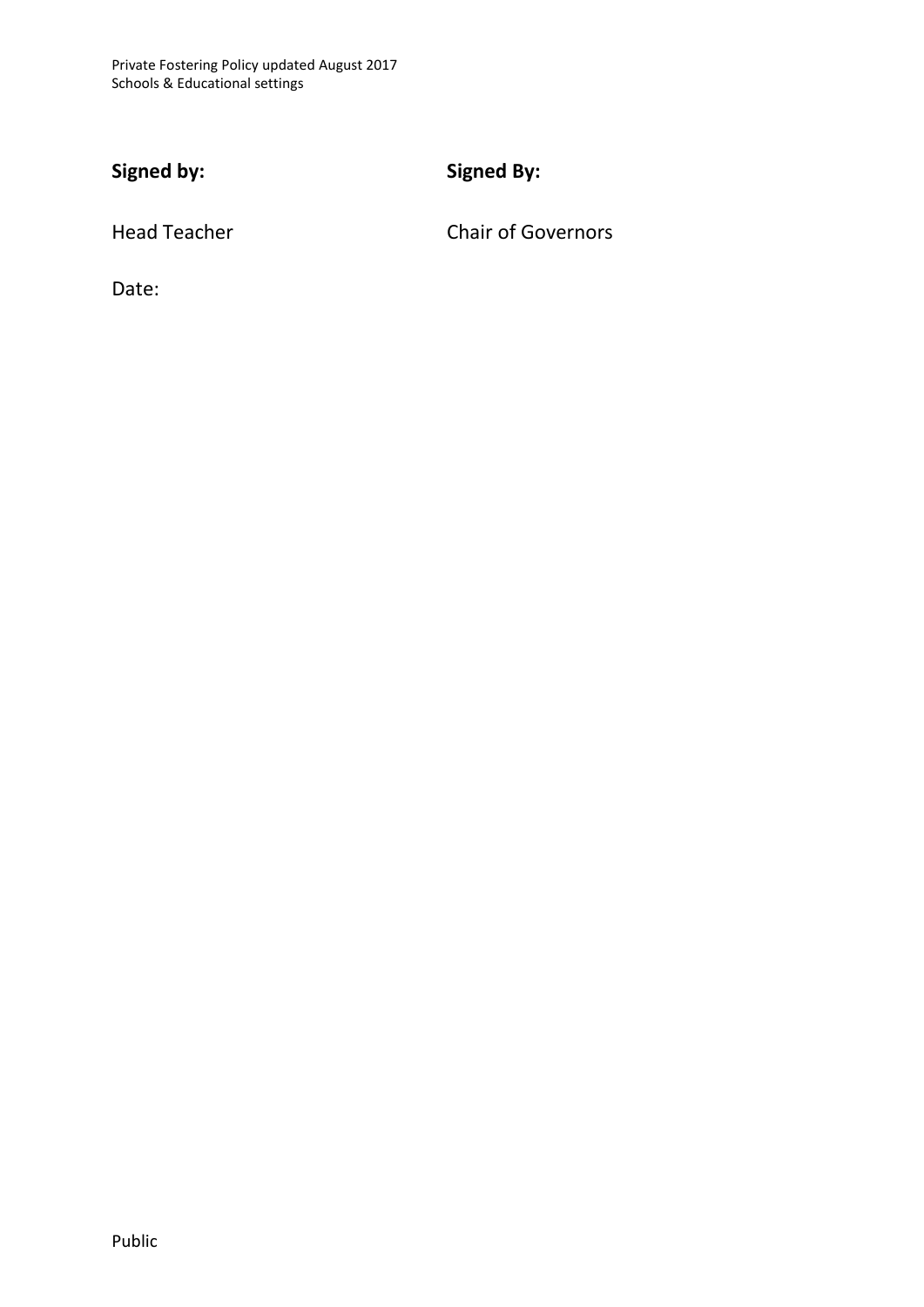**Signed by:** **Signed By:**

Head Teacher Chair of Governors

Date: